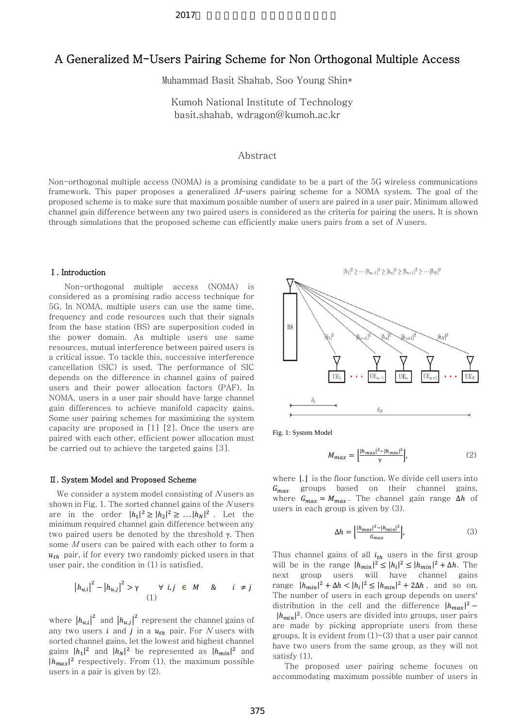# A Generalized M-Users Pairing Scheme for Non Orthogonal Multiple Access

Muhammad Basit Shahab, Soo Young Shin*

Kumoh National Institute of Technology
basit.shahab, wdragon@kumoh.ac.kr

## Abstract

Non-orthogonal multiple access (NOMA) is a promising candidate to be a part of the 5G wireless communications framework. This paper proposes a generalized *M*-users pairing scheme for a NOMA system. The goal of the proposed scheme is to make sure that maximum possible number of users are paired in a user pair. Minimum allowed channel gain difference between any two paired users is considered as the criteria for pairing the users. It is shown through simulations that the proposed scheme can efficiently make users pairs from a set of *N* users.

## Ⅰ. Introduction

Non-orthogonal multiple access (NOMA) is considered as a promising radio access technique for 5G. In NOMA, multiple users can use the same time, frequency and code resources such that their signals from the base station (BS) are superposition coded in the power domain. As multiple users use same resources, mutual interference between paired users is a critical issue. To tackle this, successive interference cancellation (SIC) is used. The performance of SIC depends on the difference in channel gains of paired users and their power allocation factors (PAF). In NOMA, users in a user pair should have large channel gain differences to achieve manifold capacity gains. Some user pairing schemes for maximizing the system capacity are proposed in [1] [2]. Once the users are paired with each other, efficient power allocation must be carried out to achieve the targeted gains [3].

## Ⅱ. System Model and Proposed Scheme

We consider a system model consisting of *N* users as shown in Fig. 1. The sorted channel gains of the *N* users are in the order $|h_1|^2 \geq |h_2|^2 \geq \ldots |h_N|^2$. Let the minimum required channel gain difference between any two paired users be denoted by the threshold γ. Then some *M* users can be paired with each other to form a $u_{th}$ pair, if for every two randomly picked users in that user pair, the condition in (1) is satisfied.

$$\left|h_{u,i}\right|^2 - \left|h_{u,j}\right|^2 > \gamma \qquad \forall\ i,j\ \in\ M \quad \& \quad i \neq j \tag{1}$$

where $\left|h_{u,i}\right|^2$ and $\left|h_{u,j}\right|^2$ represent the channel gains of any two users $i$ and $j$ in a $u_{th}$ pair. For *N* users with sorted channel gains, let the lowest and highest channel gains $|h_1|^2$ and $|h_N|^2$ be represented as $|h_{min}|^2$ and $|h_{max}|^2$ respectively. From (1), the maximum possible users in a pair is given by (2).

Fig. 1: System Model

$$M_{max} = \left\lfloor \frac{|h_{max}|^2 - |h_{min}|^2}{\gamma} \right\rfloor, \tag{2}$$

where $\lfloor . \rfloor$ is the floor function. We divide cell users into $G_{max}$ groups based on their channel gains, where $G_{max} = M_{max}$. The channel gain range $\Delta h$ of users in each group is given by (3).

$$\Delta h = \left\lfloor \frac{|h_{max}|^2 - |h_{min}|^2}{G_{max}} \right\rfloor, \tag{3}$$

Thus channel gains of all $i_{th}$ users in the first group will be in the range $|h_{min}|^2 \leq |h_i|^2 \leq |h_{min}|^2 + \Delta h$. The next group users will have channel gains range $|h_{min}|^2 + \Delta h < |h_i|^2 \leq |h_{min}|^2 + 2\Delta h$, and so on. The number of users in each group depends on users' distribution in the cell and the difference $|h_{max}|^2 - |h_{min}|^2$. Once users are divided into groups, user pairs are made by picking appropriate users from these groups. It is evident from (1)-(3) that a user pair cannot have two users from the same group, as they will not satisfy (1).

The proposed user pairing scheme focuses on accommodating maximum possible number of users in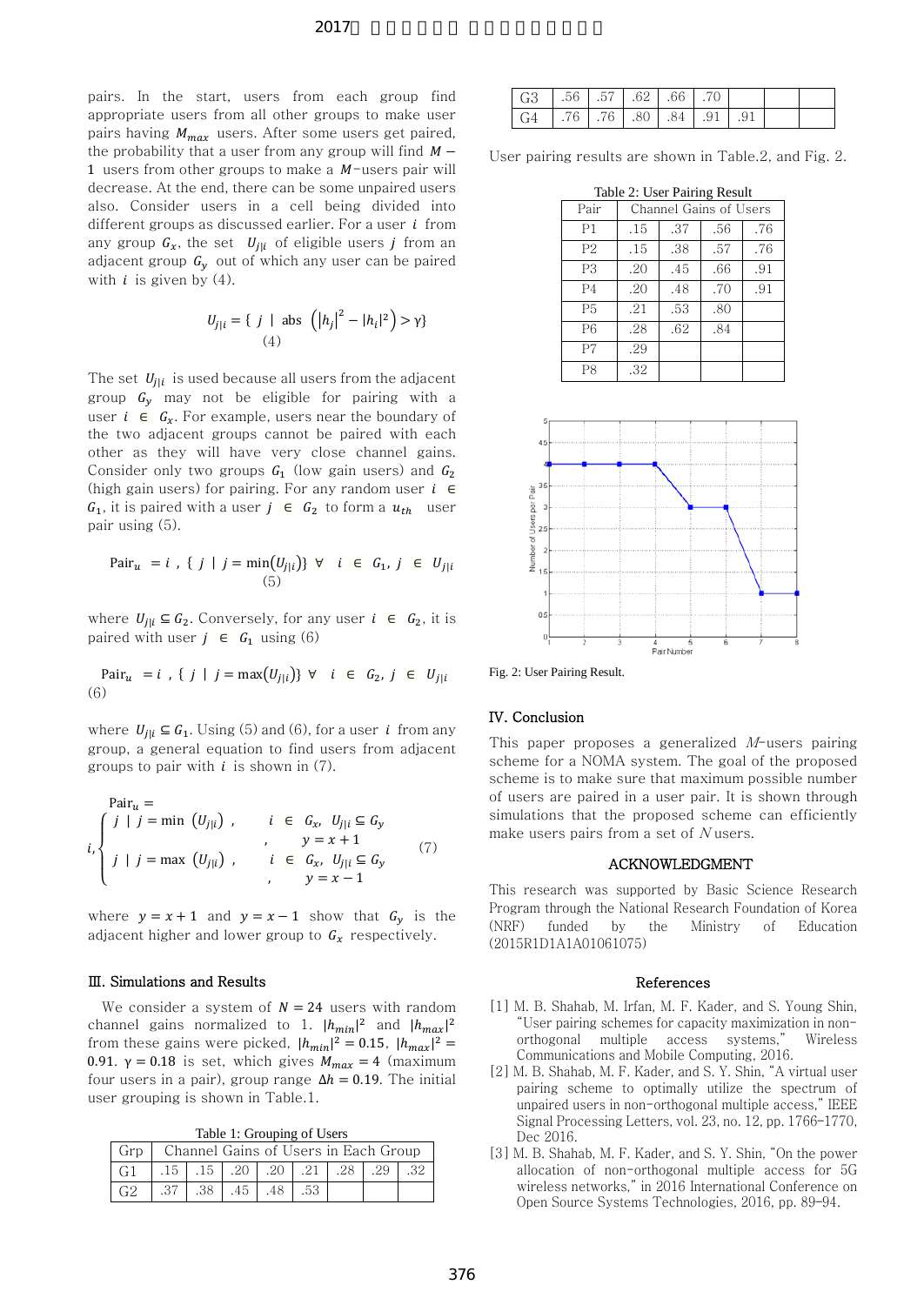pairs. In the start, users from each group find appropriate users from all other groups to make user pairs having $M_{max}$ users. After some users get paired, the probability that a user from any group will find $M-1$ users from other groups to make a $M$-users pair will decrease. At the end, there can be some unpaired users also. Consider users in a cell being divided into different groups as discussed earlier. For a user $i$ from any group $G_x$, the set $U_{j|i}$ of eligible users $j$ from an adjacent group $G_y$ out of which any user can be paired with $i$ is given by (4).

$$U_{j|i} = \{ j \mid \text{abs}\left(|h_j|^2 - |h_i|^2\right) > \gamma\} \tag{4}$$

The set $U_{j|i}$ is used because all users from the adjacent group $G_y$ may not be eligible for pairing with a user $i \in G_x$. For example, users near the boundary of the two adjacent groups cannot be paired with each other as they will have very close channel gains. Consider only two groups $G_1$ (low gain users) and $G_2$ (high gain users) for pairing. For any random user $i \in G_1$, it is paired with a user $j \in G_2$ to form a $u_{th}$ user pair using (5).

$$\text{Pair}_u = i, \{ j \mid j = \min(U_{j|i})\} \;\forall\; i \in G_1, j \in U_{j|i} \tag{5}$$

where $U_{j|i} \subseteq G_2$. Conversely, for any user $i \in G_2$, it is paired with user $j \in G_1$ using (6)

$$\text{Pair}_u = i, \{ j \mid j = \max(U_{j|i})\} \;\forall\; i \in G_2, j \in U_{j|i} \tag{6}$$

where $U_{j|i} \subseteq G_1$. Using (5) and (6), for a user $i$ from any group, a general equation to find users from adjacent groups to pair with $i$ is shown in (7).

$$\text{Pair}_u = i, \begin{cases} j \mid j = \min\left(U_{j|i}\right), & i \in G_x,\; U_{j|i} \subseteq G_y,\; y = x+1 \\ j \mid j = \max\left(U_{j|i}\right), & i \in G_x,\; U_{j|i} \subseteq G_y,\; y = x-1 \end{cases} \tag{7}$$

where $y = x+1$ and $y = x-1$ show that $G_y$ is the adjacent higher and lower group to $G_x$ respectively.

## III. Simulations and Results

We consider a system of $N = 24$ users with random channel gains normalized to 1. $|h_{min}|^2$ and $|h_{max}|^2$ from these gains were picked, $|h_{min}|^2 = 0.15$, $|h_{max}|^2 = 0.91$. $\gamma = 0.18$ is set, which gives $M_{max} = 4$ (maximum four users in a pair), group range $\Delta h = 0.19$. The initial user grouping is shown in Table.1.

Table 1: Grouping of Users

| Grp | Channel Gains of Users in Each Group | | | | | | | |
|---|---|---|---|---|---|---|---|---|
| G1 | .15 | .15 | .20 | .20 | .21 | .28 | .29 | .32 |
| G2 | .37 | .38 | .45 | .48 | .53 | | | |
| G3 | .56 | .57 | .62 | .66 | .70 | | | |
| G4 | .76 | .76 | .80 | .84 | .91 | .91 | | |

User pairing results are shown in Table.2, and Fig. 2.

Table 2: User Pairing Result

| Pair | Channel Gains of Users | | | |
|---|---|---|---|---|
| P1 | .15 | .37 | .56 | .76 |
| P2 | .15 | .38 | .57 | .76 |
| P3 | .20 | .45 | .66 | .91 |
| P4 | .20 | .48 | .70 | .91 |
| P5 | .21 | .53 | .80 | |
| P6 | .28 | .62 | .84 | |
| P7 | .29 | | | |
| P8 | .32 | | | |

Number of Users per Pair

Pair Number

0
0.5
1
1.5
2
2.5
3
3.5
4
4.5
5

1 2 3 4 5 6 7 8

Fig. 2: User Pairing Result.

## IV. Conclusion

This paper proposes a generalized $M$-users pairing scheme for a NOMA system. The goal of the proposed scheme is to make sure that maximum possible number of users are paired in a user pair. It is shown through simulations that the proposed scheme can efficiently make users pairs from a set of $N$ users.

## ACKNOWLEDGMENT

This research was supported by Basic Science Research Program through the National Research Foundation of Korea (NRF) funded by the Ministry of Education (2015R1D1A1A01061075)

## References

[1] M. B. Shahab, M. Irfan, M. F. Kader, and S. Young Shin, "User pairing schemes for capacity maximization in non-orthogonal multiple access systems," Wireless Communications and Mobile Computing, 2016.

[2] M. B. Shahab, M. F. Kader, and S. Y. Shin, "A virtual user pairing scheme to optimally utilize the spectrum of unpaired users in non-orthogonal multiple access," IEEE Signal Processing Letters, vol. 23, no. 12, pp. 1766–1770, Dec 2016.

[3] M. B. Shahab, M. F. Kader, and S. Y. Shin, "On the power allocation of non-orthogonal multiple access for 5G wireless networks," in 2016 International Conference on Open Source Systems Technologies, 2016, pp. 89–94.